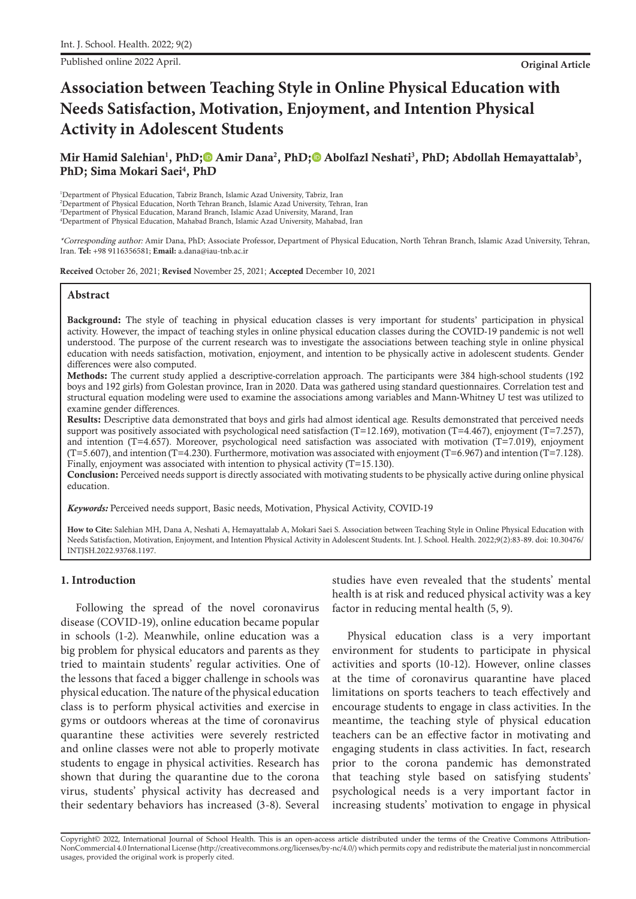Original Article

# Association between Teaching Style in Online Physical Education with Needs Satisfaction, Motivation, Enjoyment, and Intention Physical Activity in Adolescent Students

**Mir Hamid Salehian[1], PhD; Amir Dana[2], PhD; Abolfazl Neshati[3], PhD; Abdollah Hemayattalab[3], PhD; Sima Mokari Saei[4], PhD**

[1]Department of Physical Education, Tabriz Branch, Islamic Azad University, Tabriz, Iran
[2]Department of Physical Education, North Tehran Branch, Islamic Azad University, Tehran, Iran
[3]Department of Physical Education, Marand Branch, Islamic Azad University, Marand, Iran
[4]Department of Physical Education, Mahabad Branch, Islamic Azad University, Mahabad, Iran

*\*Corresponding author:* Amir Dana, PhD; Associate Professor, Department of Physical Education, North Tehran Branch, Islamic Azad University, Tehran, Iran. **Tel:** +98 9116356581; **Email:** a.dana@iau-tnb.ac.ir

**Received** October 26, 2021; **Revised** November 25, 2021; **Accepted** December 10, 2021

## Abstract

**Background:** The style of teaching in physical education classes is very important for students' participation in physical activity. However, the impact of teaching styles in online physical education classes during the COVID-19 pandemic is not well understood. The purpose of the current research was to investigate the associations between teaching style in online physical education with needs satisfaction, motivation, enjoyment, and intention to be physically active in adolescent students. Gender differences were also computed.

**Methods:** The current study applied a descriptive-correlation approach. The participants were 384 high-school students (192 boys and 192 girls) from Golestan province, Iran in 2020. Data was gathered using standard questionnaires. Correlation test and structural equation modeling were used to examine the associations among variables and Mann-Whitney U test was utilized to examine gender differences.

**Results:** Descriptive data demonstrated that boys and girls had almost identical age. Results demonstrated that perceived needs support was positively associated with psychological need satisfaction (T=12.169), motivation (T=4.467), enjoyment (T=7.257), and intention (T=4.657). Moreover, psychological need satisfaction was associated with motivation (T=7.019), enjoyment (T=5.607), and intention (T=4.230). Furthermore, motivation was associated with enjoyment (T=6.967) and intention (T=7.128). Finally, enjoyment was associated with intention to physical activity (T=15.130).

**Conclusion:** Perceived needs support is directly associated with motivating students to be physically active during online physical education.

***Keywords:*** Perceived needs support, Basic needs, Motivation, Physical Activity, COVID-19

**How to Cite:** Salehian MH, Dana A, Neshati A, Hemayattalab A, Mokari Saei S. Association between Teaching Style in Online Physical Education with Needs Satisfaction, Motivation, Enjoyment, and Intention Physical Activity in Adolescent Students. Int. J. School. Health. 2022;9(2):83-89. doi: 10.30476/INTJSH.2022.93768.1197.

## 1. Introduction

Following the spread of the novel coronavirus disease (COVID-19), online education became popular in schools (1-2). Meanwhile, online education was a big problem for physical educators and parents as they tried to maintain students' regular activities. One of the lessons that faced a bigger challenge in schools was physical education. The nature of the physical education class is to perform physical activities and exercise in gyms or outdoors whereas at the time of coronavirus quarantine these activities were severely restricted and online classes were not able to properly motivate students to engage in physical activities. Research has shown that during the quarantine due to the corona virus, students' physical activity has decreased and their sedentary behaviors has increased (3-8). Several studies have even revealed that the students' mental health is at risk and reduced physical activity was a key factor in reducing mental health (5, 9).

Physical education class is a very important environment for students to participate in physical activities and sports (10-12). However, online classes at the time of coronavirus quarantine have placed limitations on sports teachers to teach effectively and encourage students to engage in class activities. In the meantime, the teaching style of physical education teachers can be an effective factor in motivating and engaging students in class activities. In fact, research prior to the corona pandemic has demonstrated that teaching style based on satisfying students' psychological needs is a very important factor in increasing students' motivation to engage in physical

Copyright© 2022, International Journal of School Health. This is an open-access article distributed under the terms of the Creative Commons Attribution-NonCommercial 4.0 International License (http://creativecommons.org/licenses/by-nc/4.0/) which permits copy and redistribute the material just in noncommercial usages, provided the original work is properly cited.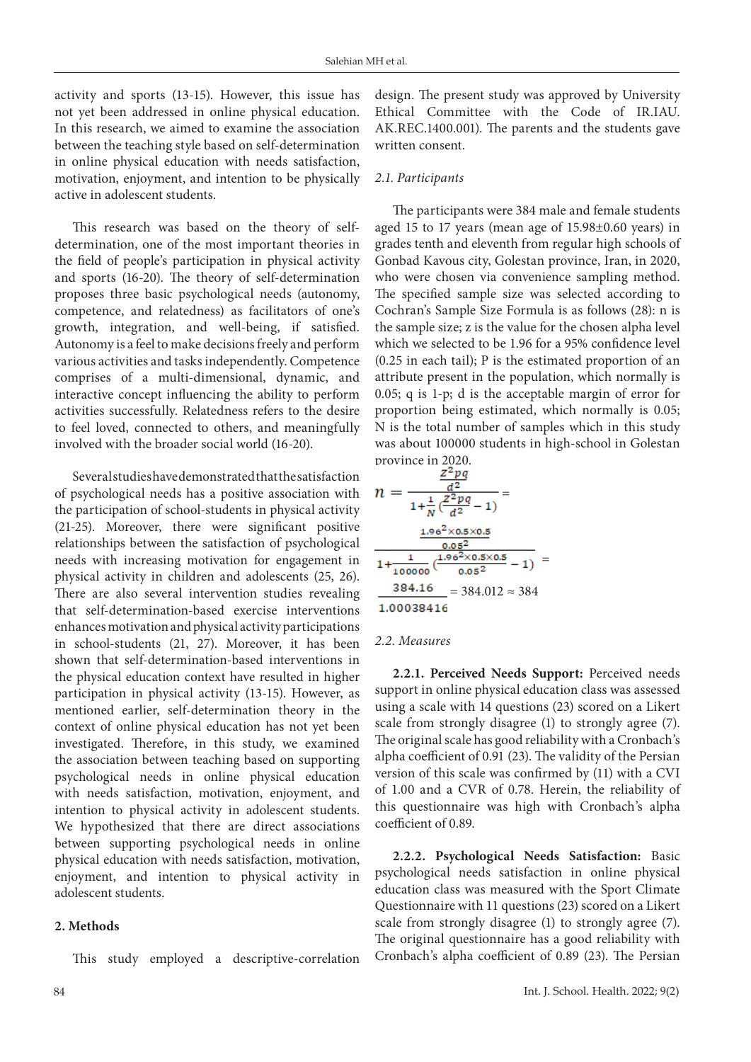activity and sports (13-15). However, this issue has not yet been addressed in online physical education. In this research, we aimed to examine the association between the teaching style based on self-determination in online physical education with needs satisfaction, motivation, enjoyment, and intention to be physically active in adolescent students.

This research was based on the theory of self-determination, one of the most important theories in the field of people's participation in physical activity and sports (16-20). The theory of self-determination proposes three basic psychological needs (autonomy, competence, and relatedness) as facilitators of one's growth, integration, and well-being, if satisfied. Autonomy is a feel to make decisions freely and perform various activities and tasks independently. Competence comprises of a multi-dimensional, dynamic, and interactive concept influencing the ability to perform activities successfully. Relatedness refers to the desire to feel loved, connected to others, and meaningfully involved with the broader social world (16-20).

Several studies have demonstrated that the satisfaction of psychological needs has a positive association with the participation of school-students in physical activity (21-25). Moreover, there were significant positive relationships between the satisfaction of psychological needs with increasing motivation for engagement in physical activity in children and adolescents (25, 26). There are also several intervention studies revealing that self-determination-based exercise interventions enhances motivation and physical activity participations in school-students (21, 27). Moreover, it has been shown that self-determination-based interventions in the physical education context have resulted in higher participation in physical activity (13-15). However, as mentioned earlier, self-determination theory in the context of online physical education has not yet been investigated. Therefore, in this study, we examined the association between teaching based on supporting psychological needs in online physical education with needs satisfaction, motivation, enjoyment, and intention to physical activity in adolescent students. We hypothesized that there are direct associations between supporting psychological needs in online physical education with needs satisfaction, motivation, enjoyment, and intention to physical activity in adolescent students.

## 2. Methods

This study employed a descriptive-correlation design. The present study was approved by University Ethical Committee with the Code of IR.IAU.AK.REC.1400.001). The parents and the students gave written consent.

### 2.1. Participants

The participants were 384 male and female students aged 15 to 17 years (mean age of 15.98±0.60 years) in grades tenth and eleventh from regular high schools of Gonbad Kavous city, Golestan province, Iran, in 2020, who were chosen via convenience sampling method. The specified sample size was selected according to Cochran's Sample Size Formula is as follows (28): n is the sample size; z is the value for the chosen alpha level which we selected to be 1.96 for a 95% confidence level (0.25 in each tail); P is the estimated proportion of an attribute present in the population, which normally is 0.05; q is 1-p; d is the acceptable margin of error for proportion being estimated, which normally is 0.05; N is the total number of samples which in this study was about 100000 students in high-school in Golestan province in 2020.

$$n = \frac{\frac{Z^2pq}{d^2}}{1+\frac{1}{N}\left(\frac{Z^2pq}{d^2}-1\right)} = \frac{\frac{1.96^2 \times 0.5 \times 0.5}{0.05^2}}{1+\frac{1}{100000}\left(\frac{1.96^2 \times 0.5 \times 0.5}{0.05^2}-1\right)} = \frac{384.16}{1.00038416} = 384.012 \approx 384$$

### 2.2. Measures

**2.2.1. Perceived Needs Support:** Perceived needs support in online physical education class was assessed using a scale with 14 questions (23) scored on a Likert scale from strongly disagree (1) to strongly agree (7). The original scale has good reliability with a Cronbach's alpha coefficient of 0.91 (23). The validity of the Persian version of this scale was confirmed by (11) with a CVI of 1.00 and a CVR of 0.78. Herein, the reliability of this questionnaire was high with Cronbach's alpha coefficient of 0.89.

**2.2.2. Psychological Needs Satisfaction:** Basic psychological needs satisfaction in online physical education class was measured with the Sport Climate Questionnaire with 11 questions (23) scored on a Likert scale from strongly disagree (1) to strongly agree (7). The original questionnaire has a good reliability with Cronbach's alpha coefficient of 0.89 (23). The Persian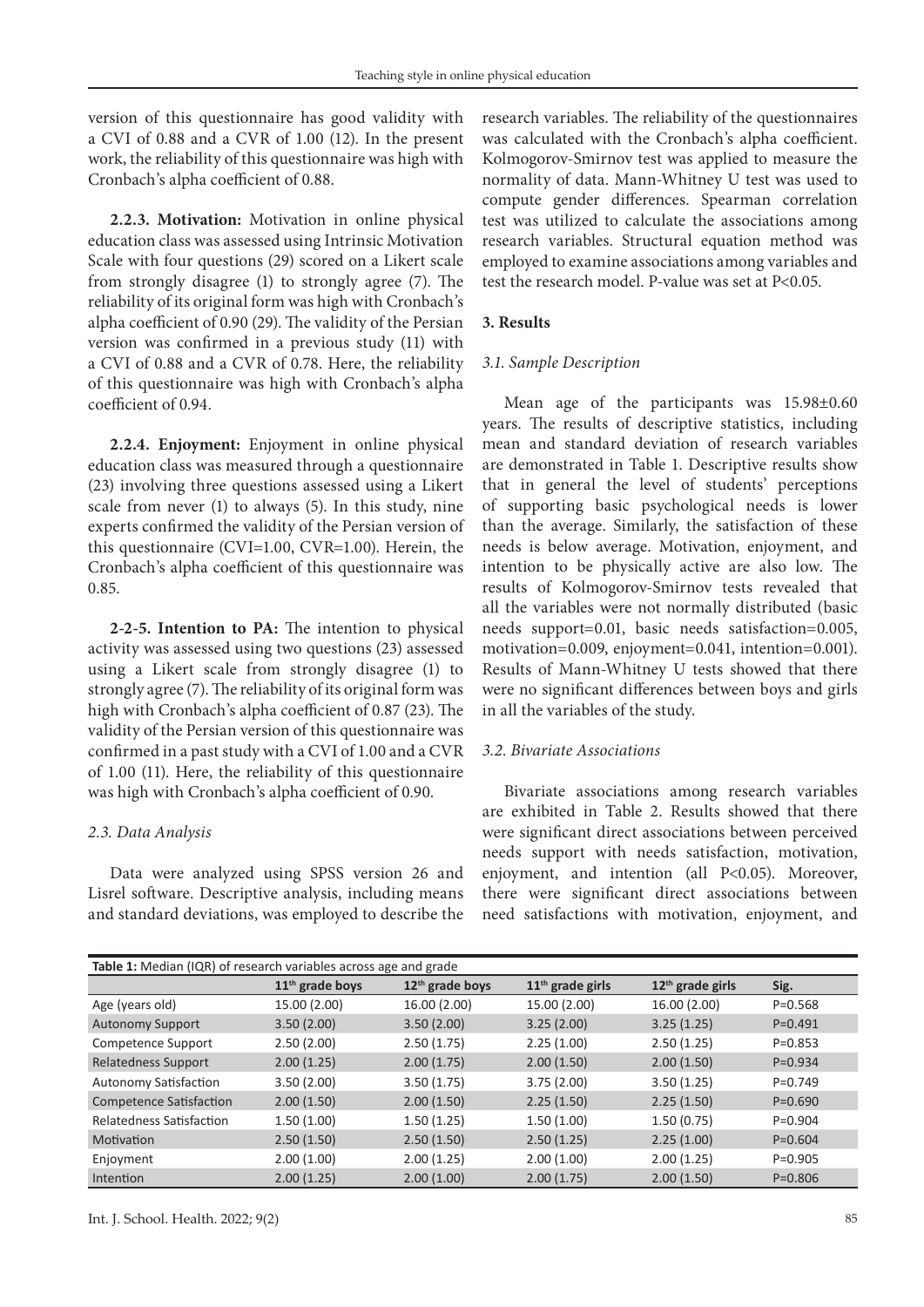version of this questionnaire has good validity with a CVI of 0.88 and a CVR of 1.00 (12). In the present work, the reliability of this questionnaire was high with Cronbach's alpha coefficient of 0.88.

**2.2.3. Motivation:** Motivation in online physical education class was assessed using Intrinsic Motivation Scale with four questions (29) scored on a Likert scale from strongly disagree (1) to strongly agree (7). The reliability of its original form was high with Cronbach's alpha coefficient of 0.90 (29). The validity of the Persian version was confirmed in a previous study (11) with a CVI of 0.88 and a CVR of 0.78. Here, the reliability of this questionnaire was high with Cronbach's alpha coefficient of 0.94.

**2.2.4. Enjoyment:** Enjoyment in online physical education class was measured through a questionnaire (23) involving three questions assessed using a Likert scale from never (1) to always (5). In this study, nine experts confirmed the validity of the Persian version of this questionnaire (CVI=1.00, CVR=1.00). Herein, the Cronbach's alpha coefficient of this questionnaire was 0.85.

**2-2-5. Intention to PA:** The intention to physical activity was assessed using two questions (23) assessed using a Likert scale from strongly disagree (1) to strongly agree (7). The reliability of its original form was high with Cronbach's alpha coefficient of 0.87 (23). The validity of the Persian version of this questionnaire was confirmed in a past study with a CVI of 1.00 and a CVR of 1.00 (11). Here, the reliability of this questionnaire was high with Cronbach's alpha coefficient of 0.90.

*2.3. Data Analysis*

Data were analyzed using SPSS version 26 and Lisrel software. Descriptive analysis, including means and standard deviations, was employed to describe the research variables. The reliability of the questionnaires was calculated with the Cronbach's alpha coefficient. Kolmogorov-Smirnov test was applied to measure the normality of data. Mann-Whitney U test was used to compute gender differences. Spearman correlation test was utilized to calculate the associations among research variables. Structural equation method was employed to examine associations among variables and test the research model. P-value was set at P<0.05.

**3. Results**

*3.1. Sample Description*

Mean age of the participants was 15.98±0.60 years. The results of descriptive statistics, including mean and standard deviation of research variables are demonstrated in Table 1. Descriptive results show that in general the level of students' perceptions of supporting basic psychological needs is lower than the average. Similarly, the satisfaction of these needs is below average. Motivation, enjoyment, and intention to be physically active are also low. The results of Kolmogorov-Smirnov tests revealed that all the variables were not normally distributed (basic needs support=0.01, basic needs satisfaction=0.005, motivation=0.009, enjoyment=0.041, intention=0.001). Results of Mann-Whitney U tests showed that there were no significant differences between boys and girls in all the variables of the study.

*3.2. Bivariate Associations*

Bivariate associations among research variables are exhibited in Table 2. Results showed that there were significant direct associations between perceived needs support with needs satisfaction, motivation, enjoyment, and intention (all P<0.05). Moreover, there were significant direct associations between need satisfactions with motivation, enjoyment, and

**Table 1:** Median (IQR) of research variables across age and grade

| | 11th grade boys | 12th grade boys | 11th grade girls | 12th grade girls | Sig. |
|---|---|---|---|---|---|
| Age (years old) | 15.00 (2.00) | 16.00 (2.00) | 15.00 (2.00) | 16.00 (2.00) | P=0.568 |
| Autonomy Support | 3.50 (2.00) | 3.50 (2.00) | 3.25 (2.00) | 3.25 (1.25) | P=0.491 |
| Competence Support | 2.50 (2.00) | 2.50 (1.75) | 2.25 (1.00) | 2.50 (1.25) | P=0.853 |
| Relatedness Support | 2.00 (1.25) | 2.00 (1.75) | 2.00 (1.50) | 2.00 (1.50) | P=0.934 |
| Autonomy Satisfaction | 3.50 (2.00) | 3.50 (1.75) | 3.75 (2.00) | 3.50 (1.25) | P=0.749 |
| Competence Satisfaction | 2.00 (1.50) | 2.00 (1.50) | 2.25 (1.50) | 2.25 (1.50) | P=0.690 |
| Relatedness Satisfaction | 1.50 (1.00) | 1.50 (1.25) | 1.50 (1.00) | 1.50 (0.75) | P=0.904 |
| Motivation | 2.50 (1.50) | 2.50 (1.50) | 2.50 (1.25) | 2.25 (1.00) | P=0.604 |
| Enjoyment | 2.00 (1.00) | 2.00 (1.25) | 2.00 (1.00) | 2.00 (1.25) | P=0.905 |
| Intention | 2.00 (1.25) | 2.00 (1.00) | 2.00 (1.75) | 2.00 (1.50) | P=0.806 |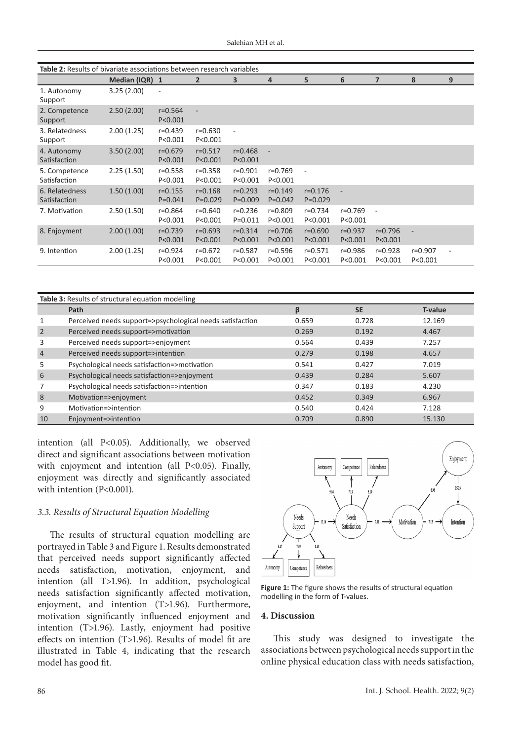**Table 2:** Results of bivariate associations between research variables

| | Median (IQR) | 1 | 2 | 3 | 4 | 5 | 6 | 7 | 8 | 9 |
|---|---|---|---|---|---|---|---|---|---|---|
| 1. Autonomy Support | 3.25 (2.00) | - | | | | | | | | |
| 2. Competence Support | 2.50 (2.00) | r=0.564 P<0.001 | - | | | | | | | |
| 3. Relatedness Support | 2.00 (1.25) | r=0.439 P<0.001 | r=0.630 P<0.001 | - | | | | | | |
| 4. Autonomy Satisfaction | 3.50 (2.00) | r=0.679 P<0.001 | r=0.517 P<0.001 | r=0.468 P<0.001 | - | | | | | |
| 5. Competence Satisfaction | 2.25 (1.50) | r=0.558 P<0.001 | r=0.358 P<0.001 | r=0.901 P<0.001 | r=0.769 P<0.001 | - | | | | |
| 6. Relatedness Satisfaction | 1.50 (1.00) | r=0.155 P=0.041 | r=0.168 P=0.029 | r=0.293 P=0.009 | r=0.149 P=0.042 | r=0.176 P=0.029 | - | | | |
| 7. Motivation | 2.50 (1.50) | r=0.864 P<0.001 | r=0.640 P<0.001 | r=0.236 P=0.011 | r=0.809 P<0.001 | r=0.734 P<0.001 | r=0.769 P<0.001 | - | | |
| 8. Enjoyment | 2.00 (1.00) | r=0.739 P<0.001 | r=0.693 P<0.001 | r=0.314 P<0.001 | r=0.706 P<0.001 | r=0.690 P<0.001 | r=0.937 P<0.001 | r=0.796 P<0.001 | - | |
| 9. Intention | 2.00 (1.25) | r=0.924 P<0.001 | r=0.672 P<0.001 | r=0.587 P<0.001 | r=0.596 P<0.001 | r=0.571 P<0.001 | r=0.986 P<0.001 | r=0.928 P<0.001 | r=0.907 P<0.001 | - |

**Table 3:** Results of structural equation modelling

| | Path | β | SE | T-value |
|---|---|---|---|---|
| 1 | Perceived needs support=>psychological needs satisfaction | 0.659 | 0.728 | 12.169 |
| 2 | Perceived needs support=>motivation | 0.269 | 0.192 | 4.467 |
| 3 | Perceived needs support=>enjoyment | 0.564 | 0.439 | 7.257 |
| 4 | Perceived needs support=>intention | 0.279 | 0.198 | 4.657 |
| 5 | Psychological needs satisfaction=>motivation | 0.541 | 0.427 | 7.019 |
| 6 | Psychological needs satisfaction=>enjoyment | 0.439 | 0.284 | 5.607 |
| 7 | Psychological needs satisfaction=>intention | 0.347 | 0.183 | 4.230 |
| 8 | Motivation=>enjoyment | 0.452 | 0.349 | 6.967 |
| 9 | Motivation=>intention | 0.540 | 0.424 | 7.128 |
| 10 | Enjoyment=>intention | 0.709 | 0.890 | 15.130 |

intention (all P<0.05). Additionally, we observed direct and significant associations between motivation with enjoyment and intention (all P<0.05). Finally, enjoyment was directly and significantly associated with intention (P<0.001).

### 3.3. Results of Structural Equation Modelling

The results of structural equation modelling are portrayed in Table 3 and Figure 1. Results demonstrated that perceived needs support significantly affected needs satisfaction, motivation, enjoyment, and intention (all T>1.96). In addition, psychological needs satisfaction significantly affected motivation, enjoyment, and intention (T>1.96). Furthermore, motivation significantly influenced enjoyment and intention (T>1.96). Lastly, enjoyment had positive effects on intention (T>1.96). Results of model fit are illustrated in Table 4, indicating that the research model has good fit.

**Figure 1:** The figure shows the results of structural equation modelling in the form of T-values.

## 4. Discussion

This study was designed to investigate the associations between psychological needs support in the online physical education class with needs satisfaction,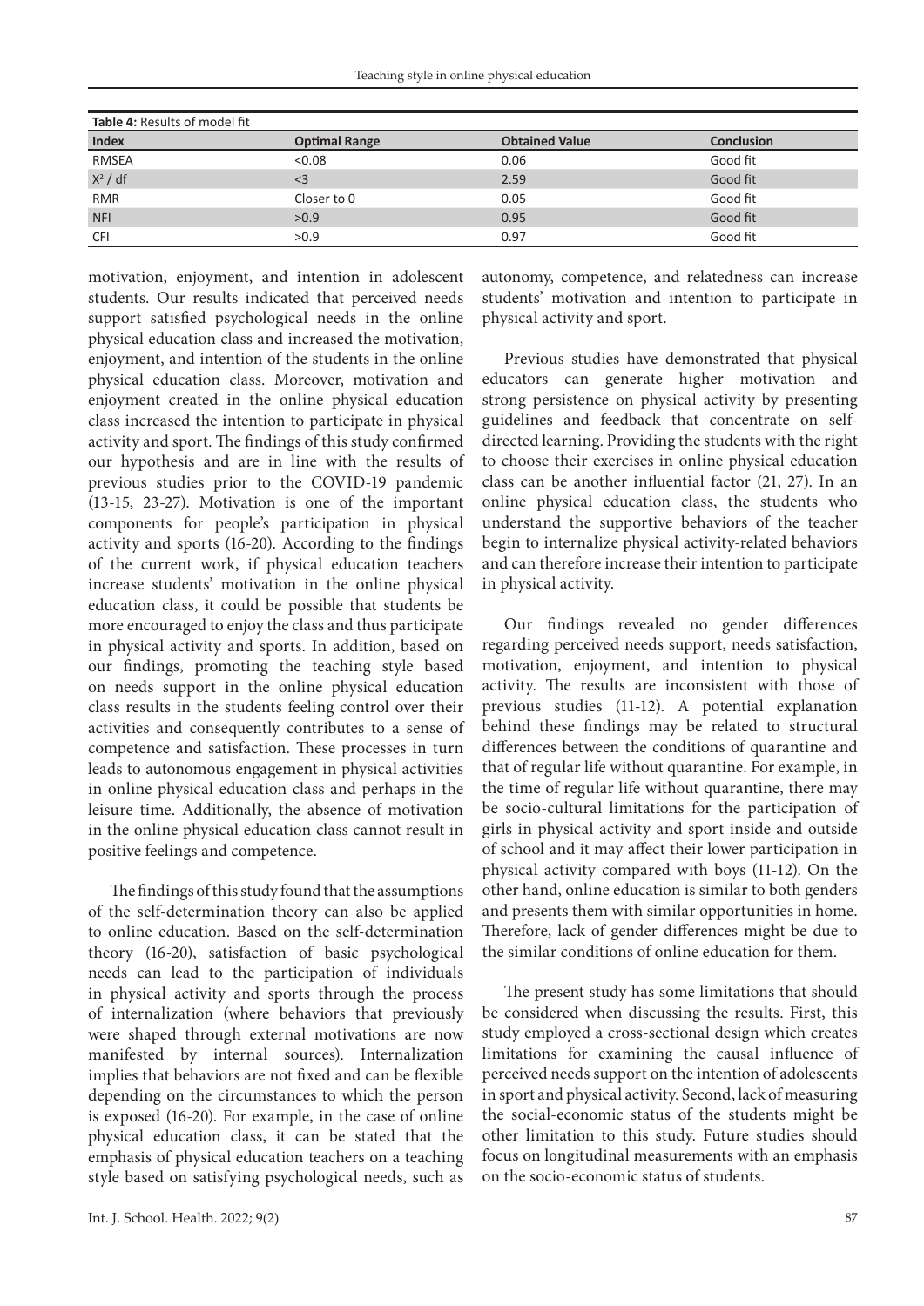**Table 4:** Results of model fit

| Index | Optimal Range | Obtained Value | Conclusion |
| --- | --- | --- | --- |
| RMSEA | <0.08 | 0.06 | Good fit |
| $X^2$ / df | <3 | 2.59 | Good fit |
| RMR | Closer to 0 | 0.05 | Good fit |
| NFI | >0.9 | 0.95 | Good fit |
| CFI | >0.9 | 0.97 | Good fit |

motivation, enjoyment, and intention in adolescent students. Our results indicated that perceived needs support satisfied psychological needs in the online physical education class and increased the motivation, enjoyment, and intention of the students in the online physical education class. Moreover, motivation and enjoyment created in the online physical education class increased the intention to participate in physical activity and sport. The findings of this study confirmed our hypothesis and are in line with the results of previous studies prior to the COVID-19 pandemic (13-15, 23-27). Motivation is one of the important components for people's participation in physical activity and sports (16-20). According to the findings of the current work, if physical education teachers increase students' motivation in the online physical education class, it could be possible that students be more encouraged to enjoy the class and thus participate in physical activity and sports. In addition, based on our findings, promoting the teaching style based on needs support in the online physical education class results in the students feeling control over their activities and consequently contributes to a sense of competence and satisfaction. These processes in turn leads to autonomous engagement in physical activities in online physical education class and perhaps in the leisure time. Additionally, the absence of motivation in the online physical education class cannot result in positive feelings and competence.

The findings of this study found that the assumptions of the self-determination theory can also be applied to online education. Based on the self-determination theory (16-20), satisfaction of basic psychological needs can lead to the participation of individuals in physical activity and sports through the process of internalization (where behaviors that previously were shaped through external motivations are now manifested by internal sources). Internalization implies that behaviors are not fixed and can be flexible depending on the circumstances to which the person is exposed (16-20). For example, in the case of online physical education class, it can be stated that the emphasis of physical education teachers on a teaching style based on satisfying psychological needs, such as autonomy, competence, and relatedness can increase students' motivation and intention to participate in physical activity and sport.

Previous studies have demonstrated that physical educators can generate higher motivation and strong persistence on physical activity by presenting guidelines and feedback that concentrate on self-directed learning. Providing the students with the right to choose their exercises in online physical education class can be another influential factor (21, 27). In an online physical education class, the students who understand the supportive behaviors of the teacher begin to internalize physical activity-related behaviors and can therefore increase their intention to participate in physical activity.

Our findings revealed no gender differences regarding perceived needs support, needs satisfaction, motivation, enjoyment, and intention to physical activity. The results are inconsistent with those of previous studies (11-12). A potential explanation behind these findings may be related to structural differences between the conditions of quarantine and that of regular life without quarantine. For example, in the time of regular life without quarantine, there may be socio-cultural limitations for the participation of girls in physical activity and sport inside and outside of school and it may affect their lower participation in physical activity compared with boys (11-12). On the other hand, online education is similar to both genders and presents them with similar opportunities in home. Therefore, lack of gender differences might be due to the similar conditions of online education for them.

The present study has some limitations that should be considered when discussing the results. First, this study employed a cross-sectional design which creates limitations for examining the causal influence of perceived needs support on the intention of adolescents in sport and physical activity. Second, lack of measuring the social-economic status of the students might be other limitation to this study. Future studies should focus on longitudinal measurements with an emphasis on the socio-economic status of students.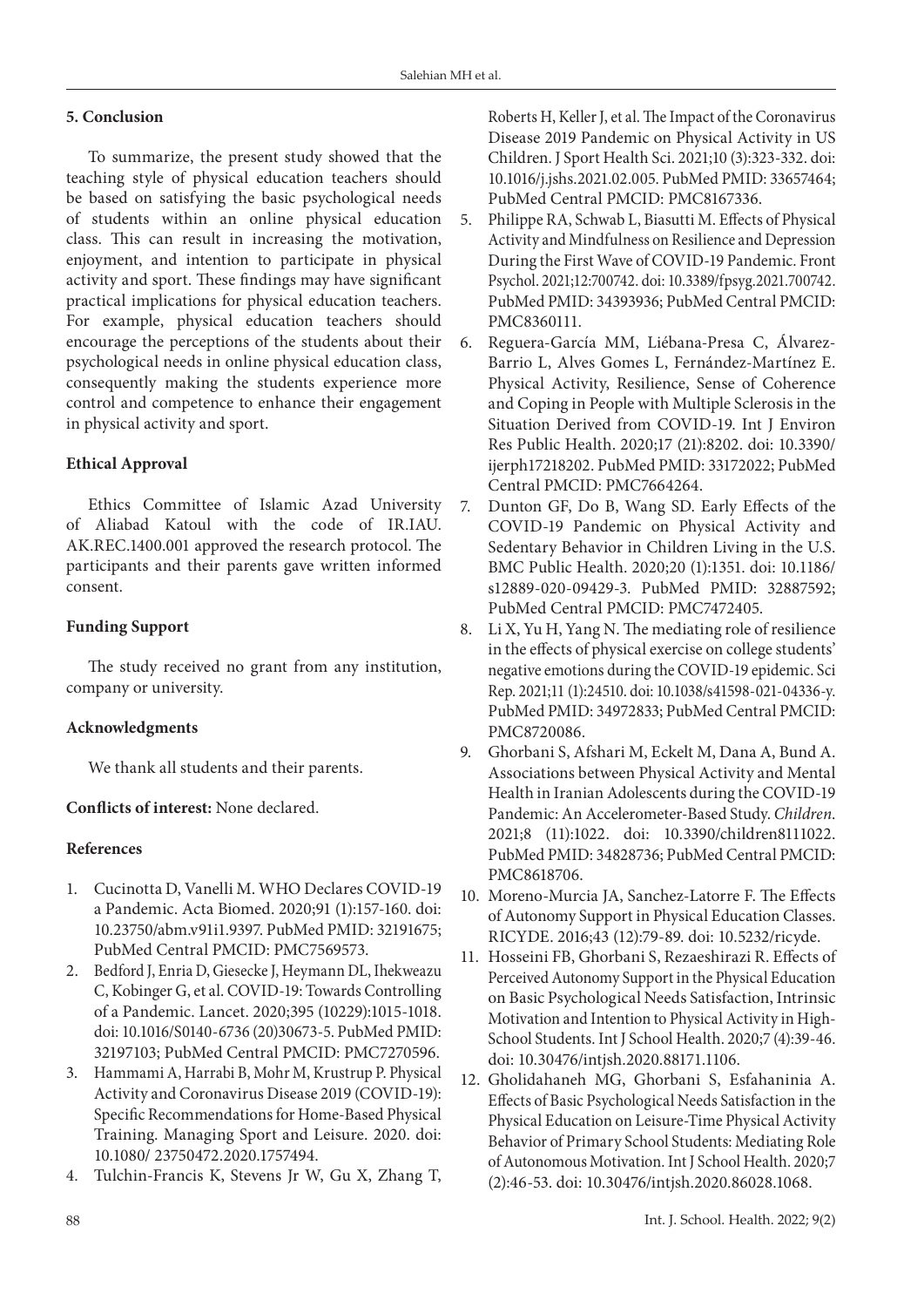## 5. Conclusion

To summarize, the present study showed that the teaching style of physical education teachers should be based on satisfying the basic psychological needs of students within an online physical education class. This can result in increasing the motivation, enjoyment, and intention to participate in physical activity and sport. These findings may have significant practical implications for physical education teachers. For example, physical education teachers should encourage the perceptions of the students about their psychological needs in online physical education class, consequently making the students experience more control and competence to enhance their engagement in physical activity and sport.

### Ethical Approval

Ethics Committee of Islamic Azad University of Aliabad Katoul with the code of IR.IAU.AK.REC.1400.001 approved the research protocol. The participants and their parents gave written informed consent.

### Funding Support

The study received no grant from any institution, company or university.

### Acknowledgments

We thank all students and their parents.

**Conflicts of interest:** None declared.

### References

1. Cucinotta D, Vanelli M. WHO Declares COVID-19 a Pandemic. Acta Biomed. 2020;91 (1):157-160. doi: 10.23750/abm.v91i1.9397. PubMed PMID: 32191675; PubMed Central PMCID: PMC7569573.
2. Bedford J, Enria D, Giesecke J, Heymann DL, Ihekweazu C, Kobinger G, et al. COVID-19: Towards Controlling of a Pandemic. Lancet. 2020;395 (10229):1015-1018. doi: 10.1016/S0140-6736 (20)30673-5. PubMed PMID: 32197103; PubMed Central PMCID: PMC7270596.
3. Hammami A, Harrabi B, Mohr M, Krustrup P. Physical Activity and Coronavirus Disease 2019 (COVID-19): Specific Recommendations for Home-Based Physical Training. Managing Sport and Leisure. 2020. doi: 10.1080/ 23750472.2020.1757494.
4. Tulchin-Francis K, Stevens Jr W, Gu X, Zhang T, Roberts H, Keller J, et al. The Impact of the Coronavirus Disease 2019 Pandemic on Physical Activity in US Children. J Sport Health Sci. 2021;10 (3):323-332. doi: 10.1016/j.jshs.2021.02.005. PubMed PMID: 33657464; PubMed Central PMCID: PMC8167336.
5. Philippe RA, Schwab L, Biasutti M. Effects of Physical Activity and Mindfulness on Resilience and Depression During the First Wave of COVID-19 Pandemic. Front Psychol. 2021;12:700742. doi: 10.3389/fpsyg.2021.700742. PubMed PMID: 34393936; PubMed Central PMCID: PMC8360111.
6. Reguera-García MM, Liébana-Presa C, Álvarez-Barrio L, Alves Gomes L, Fernández-Martínez E. Physical Activity, Resilience, Sense of Coherence and Coping in People with Multiple Sclerosis in the Situation Derived from COVID-19. Int J Environ Res Public Health. 2020;17 (21):8202. doi: 10.3390/ ijerph17218202. PubMed PMID: 33172022; PubMed Central PMCID: PMC7664264.
7. Dunton GF, Do B, Wang SD. Early Effects of the COVID-19 Pandemic on Physical Activity and Sedentary Behavior in Children Living in the U.S. BMC Public Health. 2020;20 (1):1351. doi: 10.1186/ s12889-020-09429-3. PubMed PMID: 32887592; PubMed Central PMCID: PMC7472405.
8. Li X, Yu H, Yang N. The mediating role of resilience in the effects of physical exercise on college students' negative emotions during the COVID-19 epidemic. Sci Rep. 2021;11 (1):24510. doi: 10.1038/s41598-021-04336-y. PubMed PMID: 34972833; PubMed Central PMCID: PMC8720086.
9. Ghorbani S, Afshari M, Eckelt M, Dana A, Bund A. Associations between Physical Activity and Mental Health in Iranian Adolescents during the COVID-19 Pandemic: An Accelerometer-Based Study. *Children*. 2021;8 (11):1022. doi: 10.3390/children8111022. PubMed PMID: 34828736; PubMed Central PMCID: PMC8618706.
10. Moreno-Murcia JA, Sanchez-Latorre F. The Effects of Autonomy Support in Physical Education Classes. RICYDE. 2016;43 (12):79-89. doi: 10.5232/ricyde.
11. Hosseini FB, Ghorbani S, Rezaeshirazi R. Effects of Perceived Autonomy Support in the Physical Education on Basic Psychological Needs Satisfaction, Intrinsic Motivation and Intention to Physical Activity in High-School Students. Int J School Health. 2020;7 (4):39-46. doi: 10.30476/intjsh.2020.88171.1106.
12. Gholidahaneh MG, Ghorbani S, Esfahaninia A. Effects of Basic Psychological Needs Satisfaction in the Physical Education on Leisure-Time Physical Activity Behavior of Primary School Students: Mediating Role of Autonomous Motivation. Int J School Health. 2020;7 (2):46-53. doi: 10.30476/intjsh.2020.86028.1068.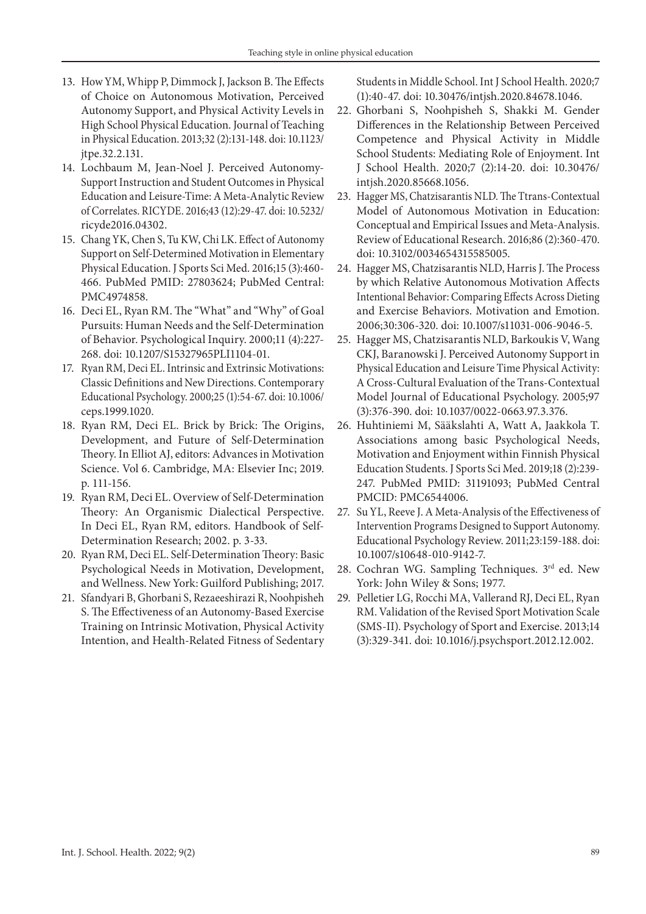13. How YM, Whipp P, Dimmock J, Jackson B. The Effects of Choice on Autonomous Motivation, Perceived Autonomy Support, and Physical Activity Levels in High School Physical Education. Journal of Teaching in Physical Education. 2013;32 (2):131-148. doi: 10.1123/jtpe.32.2.131.
14. Lochbaum M, Jean-Noel J. Perceived Autonomy-Support Instruction and Student Outcomes in Physical Education and Leisure-Time: A Meta-Analytic Review of Correlates. RICYDE. 2016;43 (12):29-47. doi: 10.5232/ricyde2016.04302.
15. Chang YK, Chen S, Tu KW, Chi LK. Effect of Autonomy Support on Self-Determined Motivation in Elementary Physical Education. J Sports Sci Med. 2016;15 (3):460-466. PubMed PMID: 27803624; PubMed Central: PMC4974858.
16. Deci EL, Ryan RM. The "What" and "Why" of Goal Pursuits: Human Needs and the Self-Determination of Behavior. Psychological Inquiry. 2000;11 (4):227-268. doi: 10.1207/S15327965PLI1104-01.
17. Ryan RM, Deci EL. Intrinsic and Extrinsic Motivations: Classic Definitions and New Directions. Contemporary Educational Psychology. 2000;25 (1):54-67. doi: 10.1006/ceps.1999.1020.
18. Ryan RM, Deci EL. Brick by Brick: The Origins, Development, and Future of Self-Determination Theory. In Elliot AJ, editors: Advances in Motivation Science. Vol 6. Cambridge, MA: Elsevier Inc; 2019. p. 111-156.
19. Ryan RM, Deci EL. Overview of Self-Determination Theory: An Organismic Dialectical Perspective. In Deci EL, Ryan RM, editors. Handbook of Self-Determination Research; 2002. p. 3-33.
20. Ryan RM, Deci EL. Self-Determination Theory: Basic Psychological Needs in Motivation, Development, and Wellness. New York: Guilford Publishing; 2017.
21. Sfandyari B, Ghorbani S, Rezaeeshirazi R, Noohpisheh S. The Effectiveness of an Autonomy-Based Exercise Training on Intrinsic Motivation, Physical Activity Intention, and Health-Related Fitness of Sedentary Students in Middle School. Int J School Health. 2020;7 (1):40-47. doi: 10.30476/intjsh.2020.84678.1046.
22. Ghorbani S, Noohpisheh S, Shakki M. Gender Differences in the Relationship Between Perceived Competence and Physical Activity in Middle School Students: Mediating Role of Enjoyment. Int J School Health. 2020;7 (2):14-20. doi: 10.30476/intjsh.2020.85668.1056.
23. Hagger MS, Chatzisarantis NLD. The Ttrans-Contextual Model of Autonomous Motivation in Education: Conceptual and Empirical Issues and Meta-Analysis. Review of Educational Research. 2016;86 (2):360-470. doi: 10.3102/0034654315585005.
24. Hagger MS, Chatzisarantis NLD, Harris J. The Process by which Relative Autonomous Motivation Affects Intentional Behavior: Comparing Effects Across Dieting and Exercise Behaviors. Motivation and Emotion. 2006;30:306-320. doi: 10.1007/s11031-006-9046-5.
25. Hagger MS, Chatzisarantis NLD, Barkoukis V, Wang CKJ, Baranowski J. Perceived Autonomy Support in Physical Education and Leisure Time Physical Activity: A Cross-Cultural Evaluation of the Trans-Contextual Model Journal of Educational Psychology. 2005;97 (3):376-390. doi: 10.1037/0022-0663.97.3.376.
26. Huhtiniemi M, Sääkslahti A, Watt A, Jaakkola T. Associations among basic Psychological Needs, Motivation and Enjoyment within Finnish Physical Education Students. J Sports Sci Med. 2019;18 (2):239-247. PubMed PMID: 31191093; PubMed Central PMCID: PMC6544006.
27. Su YL, Reeve J. A Meta-Analysis of the Effectiveness of Intervention Programs Designed to Support Autonomy. Educational Psychology Review. 2011;23:159-188. doi: 10.1007/s10648-010-9142-7.
28. Cochran WG. Sampling Techniques. 3rd ed. New York: John Wiley & Sons; 1977.
29. Pelletier LG, Rocchi MA, Vallerand RJ, Deci EL, Ryan RM. Validation of the Revised Sport Motivation Scale (SMS-II). Psychology of Sport and Exercise. 2013;14 (3):329-341. doi: 10.1016/j.psychsport.2012.12.002.